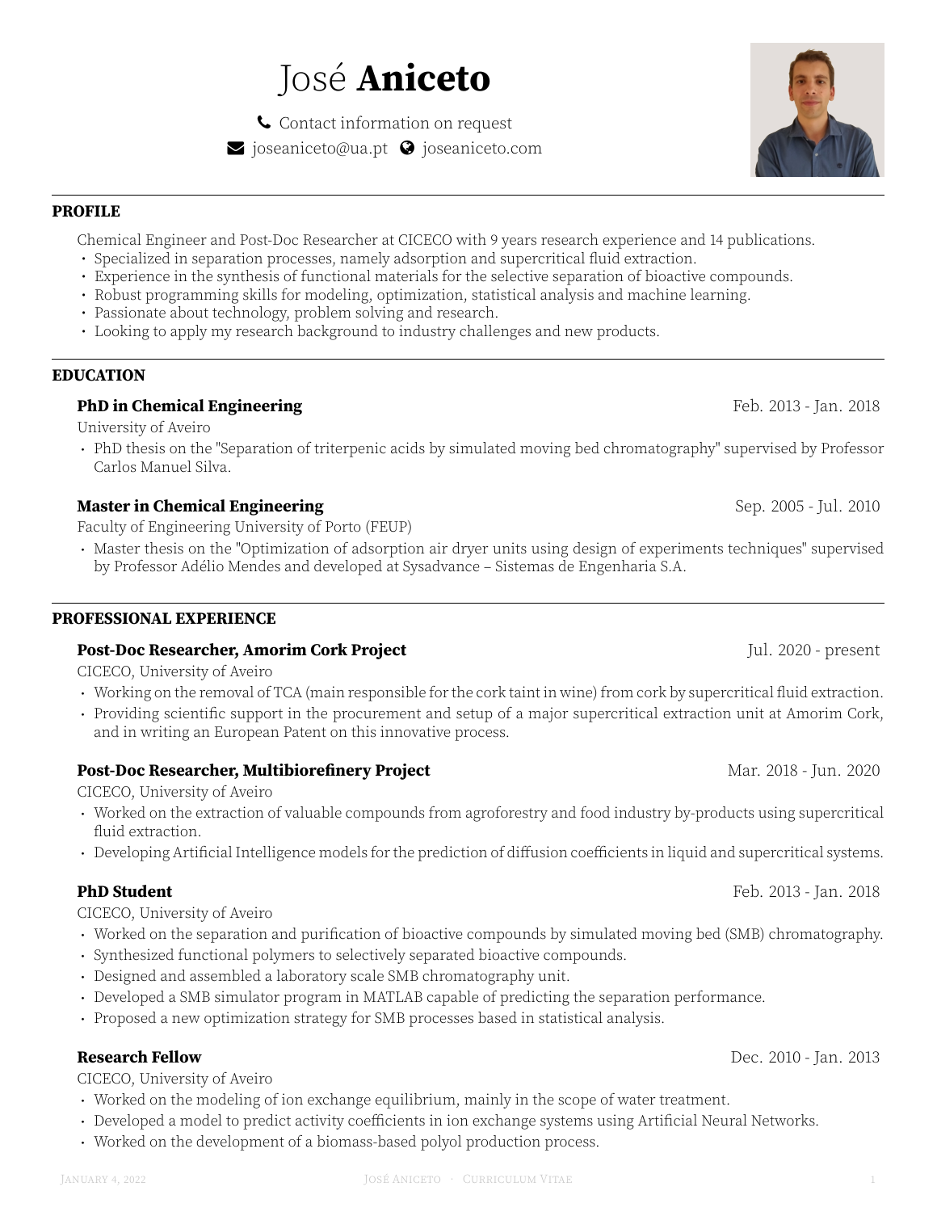# José **Aniceto**

Contact information on request

joseaniceto@ua.pt   joseaniceto.com

## PROFILE

Chemical Engineer and Post-Doc Researcher at CICECO with 9 years research experience and 14 publications.

- Specialized in separation processes, namely adsorption and supercritical fluid extraction.
- Experience in the synthesis of functional materials for the selective separation of bioactive compounds.
- Robust programming skills for modeling, optimization, statistical analysis and machine learning.
- Passionate about technology, problem solving and research.
- Looking to apply my research background to industry challenges and new products.

## EDUCATION

### PhD in Chemical Engineering
Feb. 2013 - Jan. 2018

University of Aveiro

- PhD thesis on the "Separation of triterpenic acids by simulated moving bed chromatography" supervised by Professor Carlos Manuel Silva.

### Master in Chemical Engineering
Sep. 2005 - Jul. 2010

Faculty of Engineering University of Porto (FEUP)

- Master thesis on the "Optimization of adsorption air dryer units using design of experiments techniques" supervised by Professor Adélio Mendes and developed at Sysadvance – Sistemas de Engenharia S.A.

## PROFESSIONAL EXPERIENCE

### Post-Doc Researcher, Amorim Cork Project
Jul. 2020 - present

CICECO, University of Aveiro

- Working on the removal of TCA (main responsible for the cork taint in wine) from cork by supercritical fluid extraction.
- Providing scientific support in the procurement and setup of a major supercritical extraction unit at Amorim Cork, and in writing an European Patent on this innovative process.

### Post-Doc Researcher, Multibiorefinery Project
Mar. 2018 - Jun. 2020

CICECO, University of Aveiro

- Worked on the extraction of valuable compounds from agroforestry and food industry by-products using supercritical fluid extraction.
- Developing Artificial Intelligence models for the prediction of diffusion coefficients in liquid and supercritical systems.

### PhD Student
Feb. 2013 - Jan. 2018

CICECO, University of Aveiro

- Worked on the separation and purification of bioactive compounds by simulated moving bed (SMB) chromatography.
- Synthesized functional polymers to selectively separated bioactive compounds.
- Designed and assembled a laboratory scale SMB chromatography unit.
- Developed a SMB simulator program in MATLAB capable of predicting the separation performance.
- Proposed a new optimization strategy for SMB processes based in statistical analysis.

### Research Fellow
Dec. 2010 - Jan. 2013

CICECO, University of Aveiro

- Worked on the modeling of ion exchange equilibrium, mainly in the scope of water treatment.
- Developed a model to predict activity coefficients in ion exchange systems using Artificial Neural Networks.
- Worked on the development of a biomass-based polyol production process.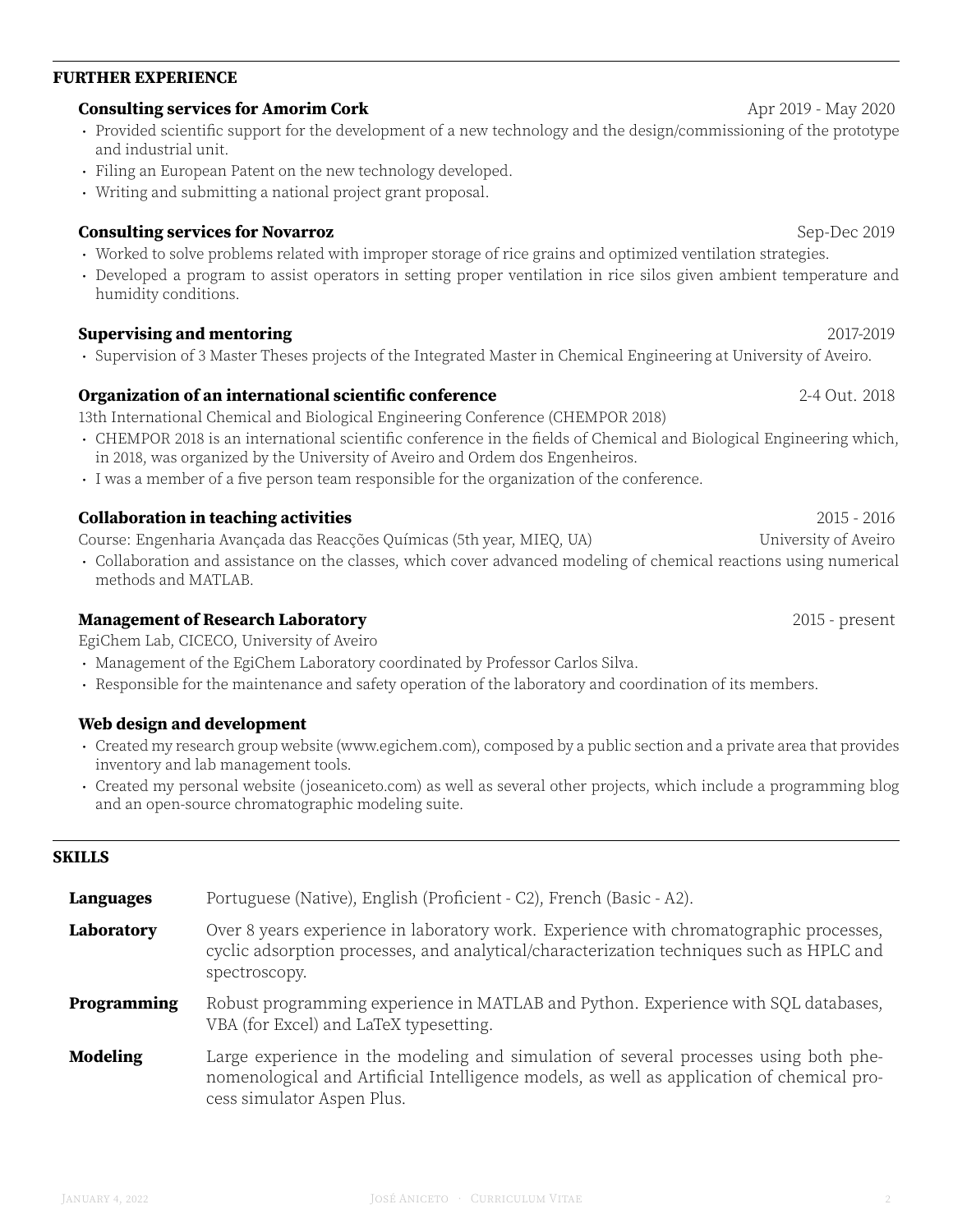## FURTHER EXPERIENCE

### Consulting services for Amorim Cork

Apr 2019 - May 2020

- Provided scientific support for the development of a new technology and the design/commissioning of the prototype and industrial unit.
- Filing an European Patent on the new technology developed.
- Writing and submitting a national project grant proposal.

### Consulting services for Novarroz

Sep-Dec 2019

- Worked to solve problems related with improper storage of rice grains and optimized ventilation strategies.
- Developed a program to assist operators in setting proper ventilation in rice silos given ambient temperature and humidity conditions.

### Supervising and mentoring

2017-2019

- Supervision of 3 Master Theses projects of the Integrated Master in Chemical Engineering at University of Aveiro.

### Organization of an international scientific conference

2-4 Out. 2018

13th International Chemical and Biological Engineering Conference (CHEMPOR 2018)

- CHEMPOR 2018 is an international scientific conference in the fields of Chemical and Biological Engineering which, in 2018, was organized by the University of Aveiro and Ordem dos Engenheiros.
- I was a member of a five person team responsible for the organization of the conference.

### Collaboration in teaching activities

2015 - 2016

Course: Engenharia Avançada das Reacções Químicas (5th year, MIEQ, UA) — University of Aveiro

- Collaboration and assistance on the classes, which cover advanced modeling of chemical reactions using numerical methods and MATLAB.

### Management of Research Laboratory

2015 - present

EgiChem Lab, CICECO, University of Aveiro

- Management of the EgiChem Laboratory coordinated by Professor Carlos Silva.
- Responsible for the maintenance and safety operation of the laboratory and coordination of its members.

### Web design and development

- Created my research group website (www.egichem.com), composed by a public section and a private area that provides inventory and lab management tools.
- Created my personal website (joseaniceto.com) as well as several other projects, which include a programming blog and an open-source chromatographic modeling suite.

## SKILLS

**Languages** Portuguese (Native), English (Proficient - C2), French (Basic - A2).

**Laboratory** Over 8 years experience in laboratory work. Experience with chromatographic processes, cyclic adsorption processes, and analytical/characterization techniques such as HPLC and spectroscopy.

**Programming** Robust programming experience in MATLAB and Python. Experience with SQL databases, VBA (for Excel) and LaTeX typesetting.

**Modeling** Large experience in the modeling and simulation of several processes using both phenomenological and Artificial Intelligence models, as well as application of chemical process simulator Aspen Plus.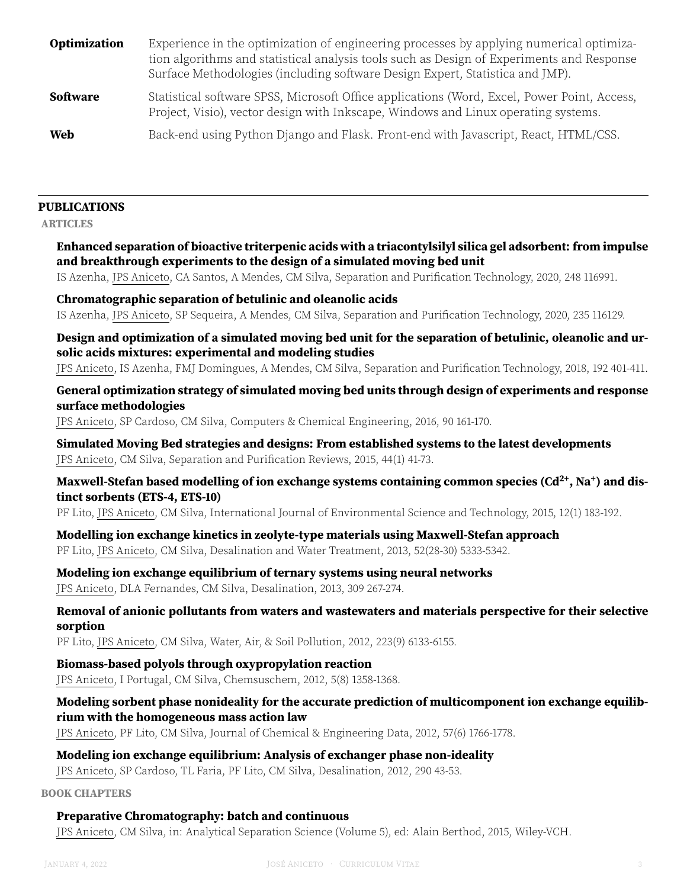**Optimization** Experience in the optimization of engineering processes by applying numerical optimization algorithms and statistical analysis tools such as Design of Experiments and Response Surface Methodologies (including software Design Expert, Statistica and JMP).

**Software** Statistical software SPSS, Microsoft Office applications (Word, Excel, Power Point, Access, Project, Visio), vector design with Inkscape, Windows and Linux operating systems.

**Web** Back-end using Python Django and Flask. Front-end with Javascript, React, HTML/CSS.

## PUBLICATIONS

### ARTICLES

**Enhanced separation of bioactive triterpenic acids with a triacontylsilyl silica gel adsorbent: from impulse and breakthrough experiments to the design of a simulated moving bed unit**
IS Azenha, JPS Aniceto, CA Santos, A Mendes, CM Silva, Separation and Purification Technology, 2020, 248 116991.

**Chromatographic separation of betulinic and oleanolic acids**
IS Azenha, JPS Aniceto, SP Sequeira, A Mendes, CM Silva, Separation and Purification Technology, 2020, 235 116129.

**Design and optimization of a simulated moving bed unit for the separation of betulinic, oleanolic and ursolic acids mixtures: experimental and modeling studies**
JPS Aniceto, IS Azenha, FMJ Domingues, A Mendes, CM Silva, Separation and Purification Technology, 2018, 192 401-411.

**General optimization strategy of simulated moving bed units through design of experiments and response surface methodologies**
JPS Aniceto, SP Cardoso, CM Silva, Computers & Chemical Engineering, 2016, 90 161-170.

**Simulated Moving Bed strategies and designs: From established systems to the latest developments**
JPS Aniceto, CM Silva, Separation and Purification Reviews, 2015, 44(1) 41-73.

**Maxwell-Stefan based modelling of ion exchange systems containing common species ($Cd^{2+}$, $Na^{+}$) and distinct sorbents (ETS-4, ETS-10)**
PF Lito, JPS Aniceto, CM Silva, International Journal of Environmental Science and Technology, 2015, 12(1) 183-192.

**Modelling ion exchange kinetics in zeolyte-type materials using Maxwell-Stefan approach**
PF Lito, JPS Aniceto, CM Silva, Desalination and Water Treatment, 2013, 52(28-30) 5333-5342.

**Modeling ion exchange equilibrium of ternary systems using neural networks**
JPS Aniceto, DLA Fernandes, CM Silva, Desalination, 2013, 309 267-274.

**Removal of anionic pollutants from waters and wastewaters and materials perspective for their selective sorption**
PF Lito, JPS Aniceto, CM Silva, Water, Air, & Soil Pollution, 2012, 223(9) 6133-6155.

**Biomass-based polyols through oxypropylation reaction**
JPS Aniceto, I Portugal, CM Silva, Chemsuschem, 2012, 5(8) 1358-1368.

**Modeling sorbent phase nonideality for the accurate prediction of multicomponent ion exchange equilibrium with the homogeneous mass action law**
JPS Aniceto, PF Lito, CM Silva, Journal of Chemical & Engineering Data, 2012, 57(6) 1766-1778.

**Modeling ion exchange equilibrium: Analysis of exchanger phase non-ideality**
JPS Aniceto, SP Cardoso, TL Faria, PF Lito, CM Silva, Desalination, 2012, 290 43-53.

### BOOK CHAPTERS

**Preparative Chromatography: batch and continuous**
JPS Aniceto, CM Silva, in: Analytical Separation Science (Volume 5), ed: Alain Berthod, 2015, Wiley-VCH.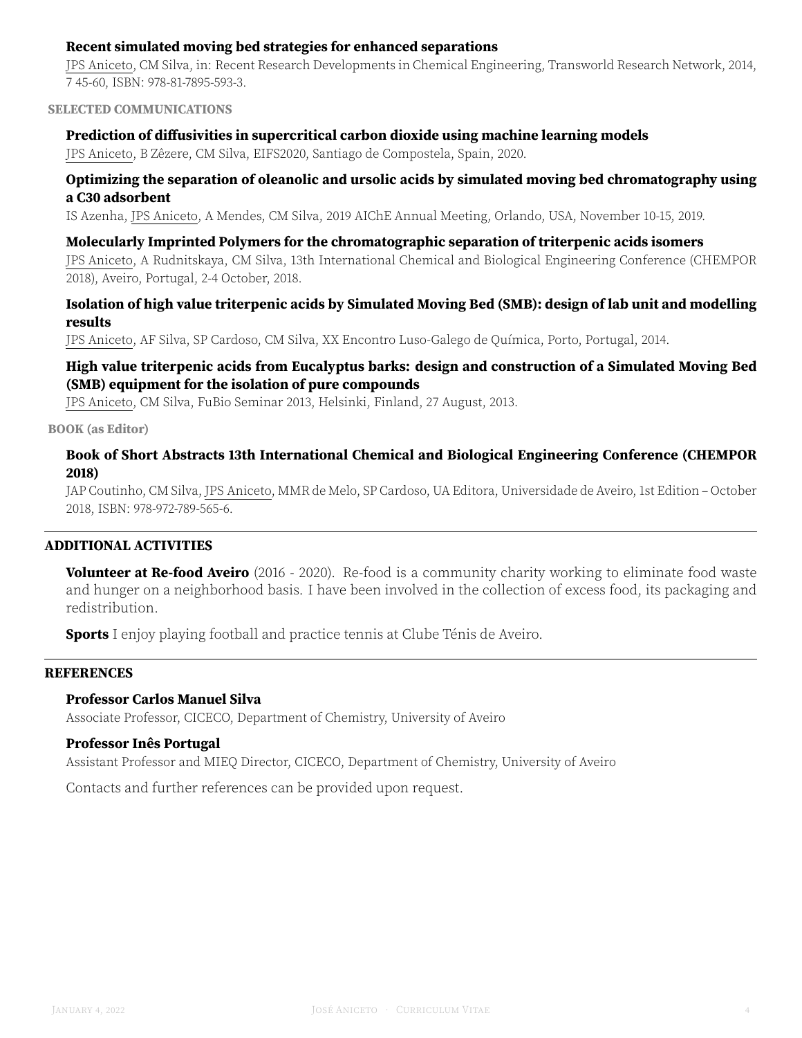**Recent simulated moving bed strategies for enhanced separations**
JPS Aniceto, CM Silva, in: Recent Research Developments in Chemical Engineering, Transworld Research Network, 2014, 7 45-60, ISBN: 978-81-7895-593-3.

### SELECTED COMMUNICATIONS

**Prediction of diffusivities in supercritical carbon dioxide using machine learning models**
JPS Aniceto, B Zêzere, CM Silva, EIFS2020, Santiago de Compostela, Spain, 2020.

**Optimizing the separation of oleanolic and ursolic acids by simulated moving bed chromatography using a C30 adsorbent**
IS Azenha, JPS Aniceto, A Mendes, CM Silva, 2019 AIChE Annual Meeting, Orlando, USA, November 10-15, 2019.

**Molecularly Imprinted Polymers for the chromatographic separation of triterpenic acids isomers**
JPS Aniceto, A Rudnitskaya, CM Silva, 13th International Chemical and Biological Engineering Conference (CHEMPOR 2018), Aveiro, Portugal, 2-4 October, 2018.

**Isolation of high value triterpenic acids by Simulated Moving Bed (SMB): design of lab unit and modelling results**
JPS Aniceto, AF Silva, SP Cardoso, CM Silva, XX Encontro Luso-Galego de Química, Porto, Portugal, 2014.

**High value triterpenic acids from Eucalyptus barks: design and construction of a Simulated Moving Bed (SMB) equipment for the isolation of pure compounds**
JPS Aniceto, CM Silva, FuBio Seminar 2013, Helsinki, Finland, 27 August, 2013.

### BOOK (as Editor)

**Book of Short Abstracts 13th International Chemical and Biological Engineering Conference (CHEMPOR 2018)**
JAP Coutinho, CM Silva, JPS Aniceto, MMR de Melo, SP Cardoso, UA Editora, Universidade de Aveiro, 1st Edition – October 2018, ISBN: 978-972-789-565-6.

## ADDITIONAL ACTIVITIES

**Volunteer at Re-food Aveiro** (2016 - 2020). Re-food is a community charity working to eliminate food waste and hunger on a neighborhood basis. I have been involved in the collection of excess food, its packaging and redistribution.

**Sports** I enjoy playing football and practice tennis at Clube Ténis de Aveiro.

## REFERENCES

**Professor Carlos Manuel Silva**
Associate Professor, CICECO, Department of Chemistry, University of Aveiro

**Professor Inês Portugal**
Assistant Professor and MIEQ Director, CICECO, Department of Chemistry, University of Aveiro

Contacts and further references can be provided upon request.